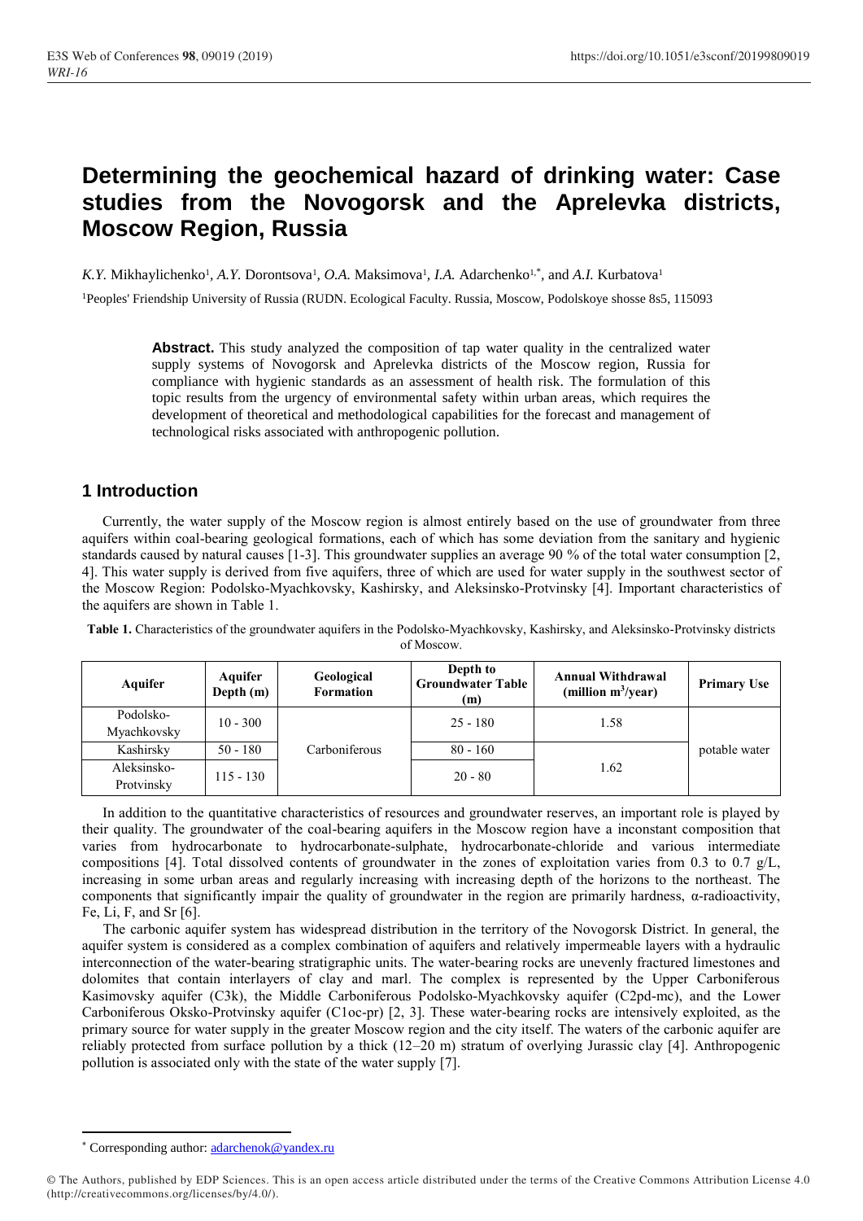# Determining the geochemical hazard of drinking water: Case studies from the Novogorsk and the Aprelevka districts, Moscow Region, Russia

*K.Y.* Mikhaylichenko[1], *A.Y.* Dorontsova[1], *O.A.* Maksimova[1], *I.A.* Adarchenko[1,*], and *A.I.* Kurbatova[1]

[1]Peoples' Friendship University of Russia (RUDN. Ecological Faculty. Russia, Moscow, Podolskoye shosse 8s5, 115093

**Abstract.** This study analyzed the composition of tap water quality in the centralized water supply systems of Novogorsk and Aprelevka districts of the Moscow region, Russia for compliance with hygienic standards as an assessment of health risk. The formulation of this topic results from the urgency of environmental safety within urban areas, which requires the development of theoretical and methodological capabilities for the forecast and management of technological risks associated with anthropogenic pollution.

## 1 Introduction

Currently, the water supply of the Moscow region is almost entirely based on the use of groundwater from three aquifers within coal-bearing geological formations, each of which has some deviation from the sanitary and hygienic standards caused by natural causes [1-3]. This groundwater supplies an average 90 % of the total water consumption [2, 4]. This water supply is derived from five aquifers, three of which are used for water supply in the southwest sector of the Moscow Region: Podolsko-Myachkovsky, Kashirsky, and Aleksinsko-Protvinsky [4]. Important characteristics of the aquifers are shown in Table 1.

**Table 1.** Characteristics of the groundwater aquifers in the Podolsko-Myachkovsky, Kashirsky, and Aleksinsko-Protvinsky districts of Moscow.

| Aquifer | Aquifer Depth (m) | Geological Formation | Depth to Groundwater Table (m) | Annual Withdrawal (million $m^3$/year) | Primary Use |
|---|---|---|---|---|---|
| Podolsko-Myachkovsky | 10 - 300 | Carboniferous | 25 - 180 | 1.58 | potable water |
| Kashirsky | 50 - 180 | | 80 - 160 | 1.62 | |
| Aleksinsko-Protvinsky | 115 - 130 | | 20 - 80 | | |

In addition to the quantitative characteristics of resources and groundwater reserves, an important role is played by their quality. The groundwater of the coal-bearing aquifers in the Moscow region have a inconstant composition that varies from hydrocarbonate to hydrocarbonate-sulphate, hydrocarbonate-chloride and various intermediate compositions [4]. Total dissolved contents of groundwater in the zones of exploitation varies from 0.3 to 0.7 g/L, increasing in some urban areas and regularly increasing with increasing depth of the horizons to the northeast. The components that significantly impair the quality of groundwater in the region are primarily hardness, α-radioactivity, Fe, Li, F, and Sr [6].

The carbonic aquifer system has widespread distribution in the territory of the Novogorsk District. In general, the aquifer system is considered as a complex combination of aquifers and relatively impermeable layers with a hydraulic interconnection of the water-bearing stratigraphic units. The water-bearing rocks are unevenly fractured limestones and dolomites that contain interlayers of clay and marl. The complex is represented by the Upper Carboniferous Kasimovsky aquifer (C3k), the Middle Carboniferous Podolsko-Myachkovsky aquifer (C2pd-mc), and the Lower Carboniferous Oksko-Protvinsky aquifer (C1oc-pr) [2, 3]. These water-bearing rocks are intensively exploited, as the primary source for water supply in the greater Moscow region and the city itself. The waters of the carbonic aquifer are reliably protected from surface pollution by a thick (12–20 m) stratum of overlying Jurassic clay [4]. Anthropogenic pollution is associated only with the state of the water supply [7].

* Corresponding author: adarchenok@yandex.ru

© The Authors, published by EDP Sciences. This is an open access article distributed under the terms of the Creative Commons Attribution License 4.0 (http://creativecommons.org/licenses/by/4.0/).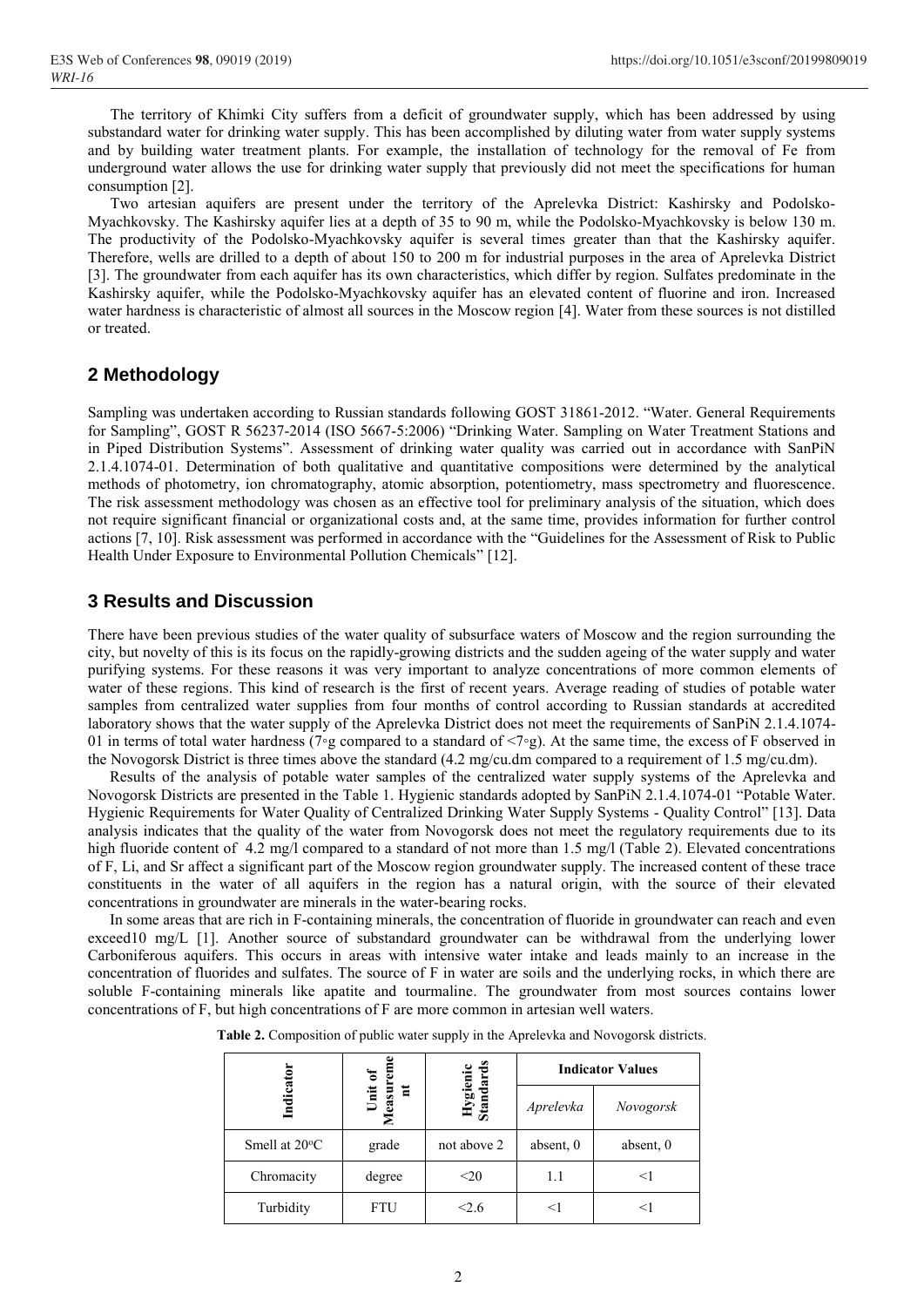The territory of Khimki City suffers from a deficit of groundwater supply, which has been addressed by using substandard water for drinking water supply. This has been accomplished by diluting water from water supply systems and by building water treatment plants. For example, the installation of technology for the removal of Fe from underground water allows the use for drinking water supply that previously did not meet the specifications for human consumption [2].

Two artesian aquifers are present under the territory of the Aprelevka District: Kashirsky and Podolsko-Myachkovsky. The Kashirsky aquifer lies at a depth of 35 to 90 m, while the Podolsko-Myachkovsky is below 130 m. The productivity of the Podolsko-Myachkovsky aquifer is several times greater than that the Kashirsky aquifer. Therefore, wells are drilled to a depth of about 150 to 200 m for industrial purposes in the area of Aprelevka District [3]. The groundwater from each aquifer has its own characteristics, which differ by region. Sulfates predominate in the Kashirsky aquifer, while the Podolsko-Myachkovsky aquifer has an elevated content of fluorine and iron. Increased water hardness is characteristic of almost all sources in the Moscow region [4]. Water from these sources is not distilled or treated.

## 2 Methodology

Sampling was undertaken according to Russian standards following GOST 31861-2012. "Water. General Requirements for Sampling", GOST R 56237-2014 (ISO 5667-5:2006) "Drinking Water. Sampling on Water Treatment Stations and in Piped Distribution Systems". Assessment of drinking water quality was carried out in accordance with SanPiN 2.1.4.1074-01. Determination of both qualitative and quantitative compositions were determined by the analytical methods of photometry, ion chromatography, atomic absorption, potentiometry, mass spectrometry and fluorescence. The risk assessment methodology was chosen as an effective tool for preliminary analysis of the situation, which does not require significant financial or organizational costs and, at the same time, provides information for further control actions [7, 10]. Risk assessment was performed in accordance with the "Guidelines for the Assessment of Risk to Public Health Under Exposure to Environmental Pollution Chemicals" [12].

## 3 Results and Discussion

There have been previous studies of the water quality of subsurface waters of Moscow and the region surrounding the city, but novelty of this is its focus on the rapidly-growing districts and the sudden ageing of the water supply and water purifying systems. For these reasons it was very important to analyze concentrations of more common elements of water of these regions. This kind of research is the first of recent years. Average reading of studies of potable water samples from centralized water supplies from four months of control according to Russian standards at accredited laboratory shows that the water supply of the Aprelevka District does not meet the requirements of SanPiN 2.1.4.1074-01 in terms of total water hardness (7°g compared to a standard of <7°g). At the same time, the excess of F observed in the Novogorsk District is three times above the standard (4.2 mg/cu.dm compared to a requirement of 1.5 mg/cu.dm).

Results of the analysis of potable water samples of the centralized water supply systems of the Aprelevka and Novogorsk Districts are presented in the Table 1. Hygienic standards adopted by SanPiN 2.1.4.1074-01 "Potable Water. Hygienic Requirements for Water Quality of Centralized Drinking Water Supply Systems - Quality Control" [13]. Data analysis indicates that the quality of the water from Novogorsk does not meet the regulatory requirements due to its high fluoride content of 4.2 mg/l compared to a standard of not more than 1.5 mg/l (Table 2). Elevated concentrations of F, Li, and Sr affect a significant part of the Moscow region groundwater supply. The increased content of these trace constituents in the water of all aquifers in the region has a natural origin, with the source of their elevated concentrations in groundwater are minerals in the water-bearing rocks.

In some areas that are rich in F-containing minerals, the concentration of fluoride in groundwater can reach and even exceed10 mg/L [1]. Another source of substandard groundwater can be withdrawal from the underlying lower Carboniferous aquifers. This occurs in areas with intensive water intake and leads mainly to an increase in the concentration of fluorides and sulfates. The source of F in water are soils and the underlying rocks, in which there are soluble F-containing minerals like apatite and tourmaline. The groundwater from most sources contains lower concentrations of F, but high concentrations of F are more common in artesian well waters.

**Table 2.** Composition of public water supply in the Aprelevka and Novogorsk districts.

| Indicator | Unit of Measurement | Hygienic Standards | Indicator Values | |
|---|---|---|---|---|
| | | | *Aprelevka* | *Novogorsk* |
| Smell at 20°C | grade | not above 2 | absent, 0 | absent, 0 |
| Chromacity | degree | <20 | 1.1 | <1 |
| Turbidity | FTU | <2.6 | <1 | <1 |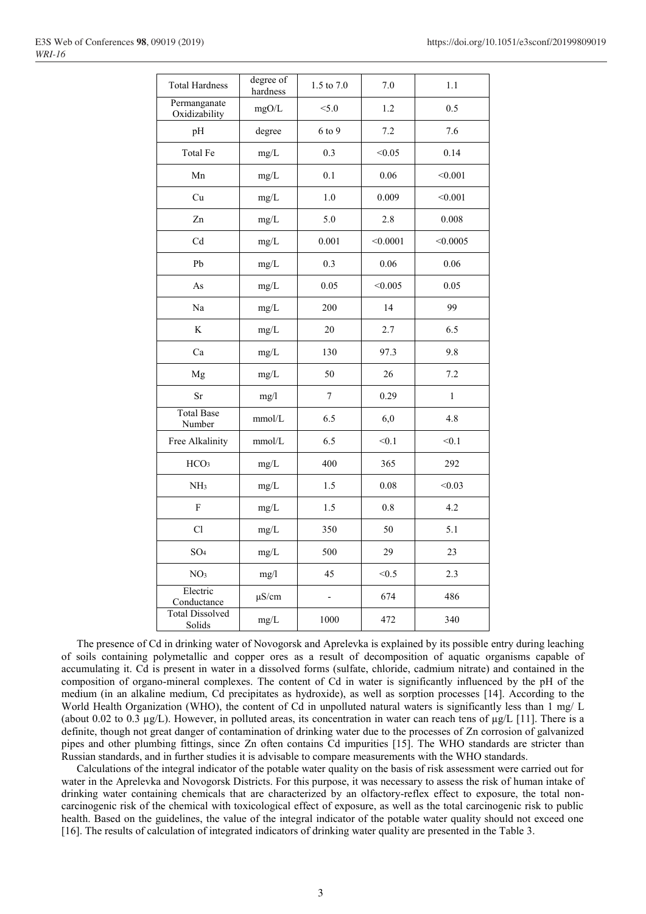| Total Hardness | degree of hardness | 1.5 to 7.0 | 7.0 | 1.1 |
|---|---|---|---|---|
| Permanganate Oxidizability | mgO/L | <5.0 | 1.2 | 0.5 |
| pH | degree | 6 to 9 | 7.2 | 7.6 |
| Total Fe | mg/L | 0.3 | <0.05 | 0.14 |
| Mn | mg/L | 0.1 | 0.06 | <0.001 |
| Cu | mg/L | 1.0 | 0.009 | <0.001 |
| Zn | mg/L | 5.0 | 2.8 | 0.008 |
| Cd | mg/L | 0.001 | <0.0001 | <0.0005 |
| Pb | mg/L | 0.3 | 0.06 | 0.06 |
| As | mg/L | 0.05 | <0.005 | 0.05 |
| Na | mg/L | 200 | 14 | 99 |
| K | mg/L | 20 | 2.7 | 6.5 |
| Ca | mg/L | 130 | 97.3 | 9.8 |
| Mg | mg/L | 50 | 26 | 7.2 |
| Sr | mg/l | 7 | 0.29 | 1 |
| Total Base Number | mmol/L | 6.5 | 6,0 | 4.8 |
| Free Alkalinity | mmol/L | 6.5 | <0.1 | <0.1 |
| $HCO_3$ | mg/L | 400 | 365 | 292 |
| $NH_3$ | mg/L | 1.5 | 0.08 | <0.03 |
| F | mg/L | 1.5 | 0.8 | 4.2 |
| Cl | mg/L | 350 | 50 | 5.1 |
| $SO_4$ | mg/L | 500 | 29 | 23 |
| $NO_3$ | mg/l | 45 | <0.5 | 2.3 |
| Electric Conductance | µS/cm | - | 674 | 486 |
| Total Dissolved Solids | mg/L | 1000 | 472 | 340 |

The presence of Cd in drinking water of Novogorsk and Aprelevka is explained by its possible entry during leaching of soils containing polymetallic and copper ores as a result of decomposition of aquatic organisms capable of accumulating it. Cd is present in water in a dissolved forms (sulfate, chloride, cadmium nitrate) and contained in the composition of organo-mineral complexes. The content of Cd in water is significantly influenced by the pH of the medium (in an alkaline medium, Cd precipitates as hydroxide), as well as sorption processes [14]. According to the World Health Organization (WHO), the content of Cd in unpolluted natural waters is significantly less than 1 mg/ L (about 0.02 to 0.3 µg/L). However, in polluted areas, its concentration in water can reach tens of µg/L [11]. There is a definite, though not great danger of contamination of drinking water due to the processes of Zn corrosion of galvanized pipes and other plumbing fittings, since Zn often contains Cd impurities [15]. The WHO standards are stricter than Russian standards, and in further studies it is advisable to compare measurements with the WHO standards.

Calculations of the integral indicator of the potable water quality on the basis of risk assessment were carried out for water in the Aprelevka and Novogorsk Districts. For this purpose, it was necessary to assess the risk of human intake of drinking water containing chemicals that are characterized by an olfactory-reflex effect to exposure, the total non-carcinogenic risk of the chemical with toxicological effect of exposure, as well as the total carcinogenic risk to public health. Based on the guidelines, the value of the integral indicator of the potable water quality should not exceed one [16]. The results of calculation of integrated indicators of drinking water quality are presented in the Table 3.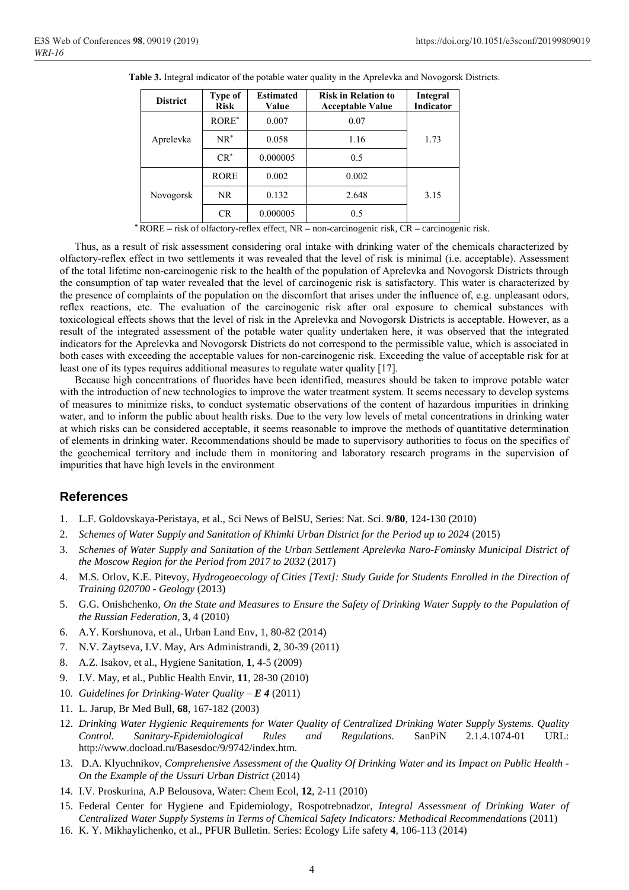**Table 3.** Integral indicator of the potable water quality in the Aprelevka and Novogorsk Districts.

| District | Type of Risk | Estimated Value | Risk in Relation to Acceptable Value | Integral Indicator |
|---|---|---|---|---|
| Aprelevka | RORE* | 0.007 | 0.07 | 1.73 |
| | NR* | 0.058 | 1.16 | |
| | CR* | 0.000005 | 0.5 | |
| Novogorsk | RORE | 0.002 | 0.002 | 3.15 |
| | NR | 0.132 | 2.648 | |
| | CR | 0.000005 | 0.5 | |

\* RORE – risk of olfactory-reflex effect, NR – non-carcinogenic risk, CR – carcinogenic risk.

Thus, as a result of risk assessment considering oral intake with drinking water of the chemicals characterized by olfactory-reflex effect in two settlements it was revealed that the level of risk is minimal (i.e. acceptable). Assessment of the total lifetime non-carcinogenic risk to the health of the population of Aprelevka and Novogorsk Districts through the consumption of tap water revealed that the level of carcinogenic risk is satisfactory. This water is characterized by the presence of complaints of the population on the discomfort that arises under the influence of, e.g. unpleasant odors, reflex reactions, etc. The evaluation of the carcinogenic risk after oral exposure to chemical substances with toxicological effects shows that the level of risk in the Aprelevka and Novogorsk Districts is acceptable. However, as a result of the integrated assessment of the potable water quality undertaken here, it was observed that the integrated indicators for the Aprelevka and Novogorsk Districts do not correspond to the permissible value, which is associated in both cases with exceeding the acceptable values for non-carcinogenic risk. Exceeding the value of acceptable risk for at least one of its types requires additional measures to regulate water quality [17].

Because high concentrations of fluorides have been identified, measures should be taken to improve potable water with the introduction of new technologies to improve the water treatment system. It seems necessary to develop systems of measures to minimize risks, to conduct systematic observations of the content of hazardous impurities in drinking water, and to inform the public about health risks. Due to the very low levels of metal concentrations in drinking water at which risks can be considered acceptable, it seems reasonable to improve the methods of quantitative determination of elements in drinking water. Recommendations should be made to supervisory authorities to focus on the specifics of the geochemical territory and include them in monitoring and laboratory research programs in the supervision of impurities that have high levels in the environment

## References

1. L.F. Goldovskaya-Peristaya, et al., Sci News of BelSU, Series: Nat. Sci. **9/80**, 124-130 (2010)
2. *Schemes of Water Supply and Sanitation of Khimki Urban District for the Period up to 2024* (2015)
3. *Schemes of Water Supply and Sanitation of the Urban Settlement Aprelevka Naro-Fominsky Municipal District of the Moscow Region for the Period from 2017 to 2032* (2017)
4. M.S. Orlov, K.E. Pitevoy, *Hydrogeoecology of Cities [Text]: Study Guide for Students Enrolled in the Direction of Training 020700 - Geology* (2013)
5. G.G. Onishchenko, *On the State and Measures to Ensure the Safety of Drinking Water Supply to the Population of the Russian Federation*, **3**, 4 (2010)
6. A.Y. Korshunova, et al., Urban Land Env, 1, 80-82 (2014)
7. N.V. Zaytseva, I.V. May, Ars Administrandi, **2**, 30-39 (2011)
8. A.Z. Isakov, et al., Hygiene Sanitation, **1**, 4-5 (2009)
9. I.V. May, et al., Public Health Envir, **11**, 28-30 (2010)
10. *Guidelines for Drinking-Water Quality – **E 4*** (2011)
11. L. Jarup, Br Med Bull, **68**, 167-182 (2003)
12. *Drinking Water Hygienic Requirements for Water Quality of Centralized Drinking Water Supply Systems. Quality Control. Sanitary-Epidemiological Rules and Regulations.* SanPiN 2.1.4.1074-01 URL: http://www.docload.ru/Basesdoc/9/9742/index.htm.
13. D.A. Klyuchnikov, *Comprehensive Assessment of the Quality Of Drinking Water and its Impact on Public Health - On the Example of the Ussuri Urban District* (2014)
14. I.V. Proskurina, A.P Belousova, Water: Chem Ecol, **12**, 2-11 (2010)
15. Federal Center for Hygiene and Epidemiology, Rospotrebnadzor, *Integral Assessment of Drinking Water of Centralized Water Supply Systems in Terms of Chemical Safety Indicators: Methodical Recommendations* (2011)
16. K. Y. Mikhaylichenko, et al., PFUR Bulletin. Series: Ecology Life safety **4**, 106-113 (2014)